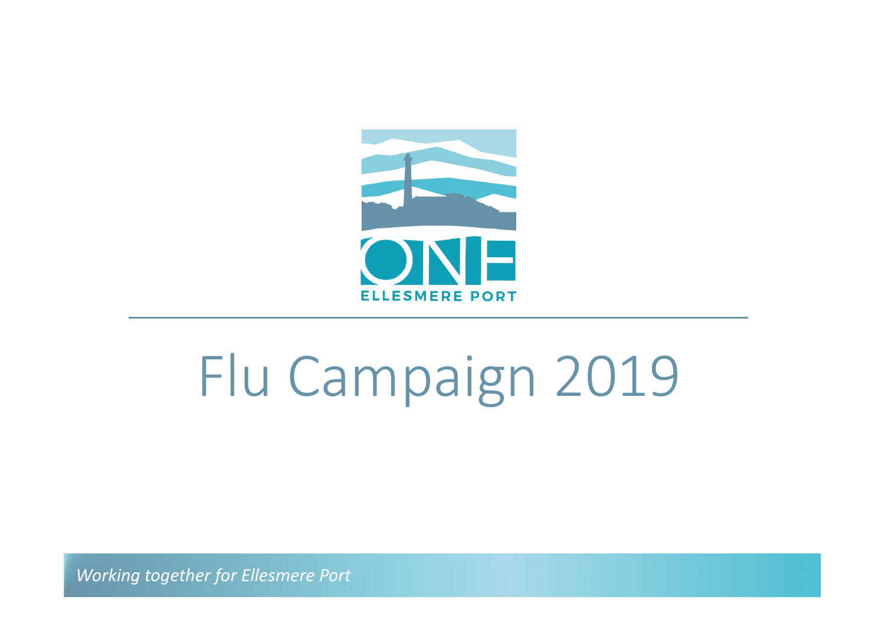ONE

ELLESMERE PORT

# Flu Campaign 2019

*Working together for Ellesmere Port*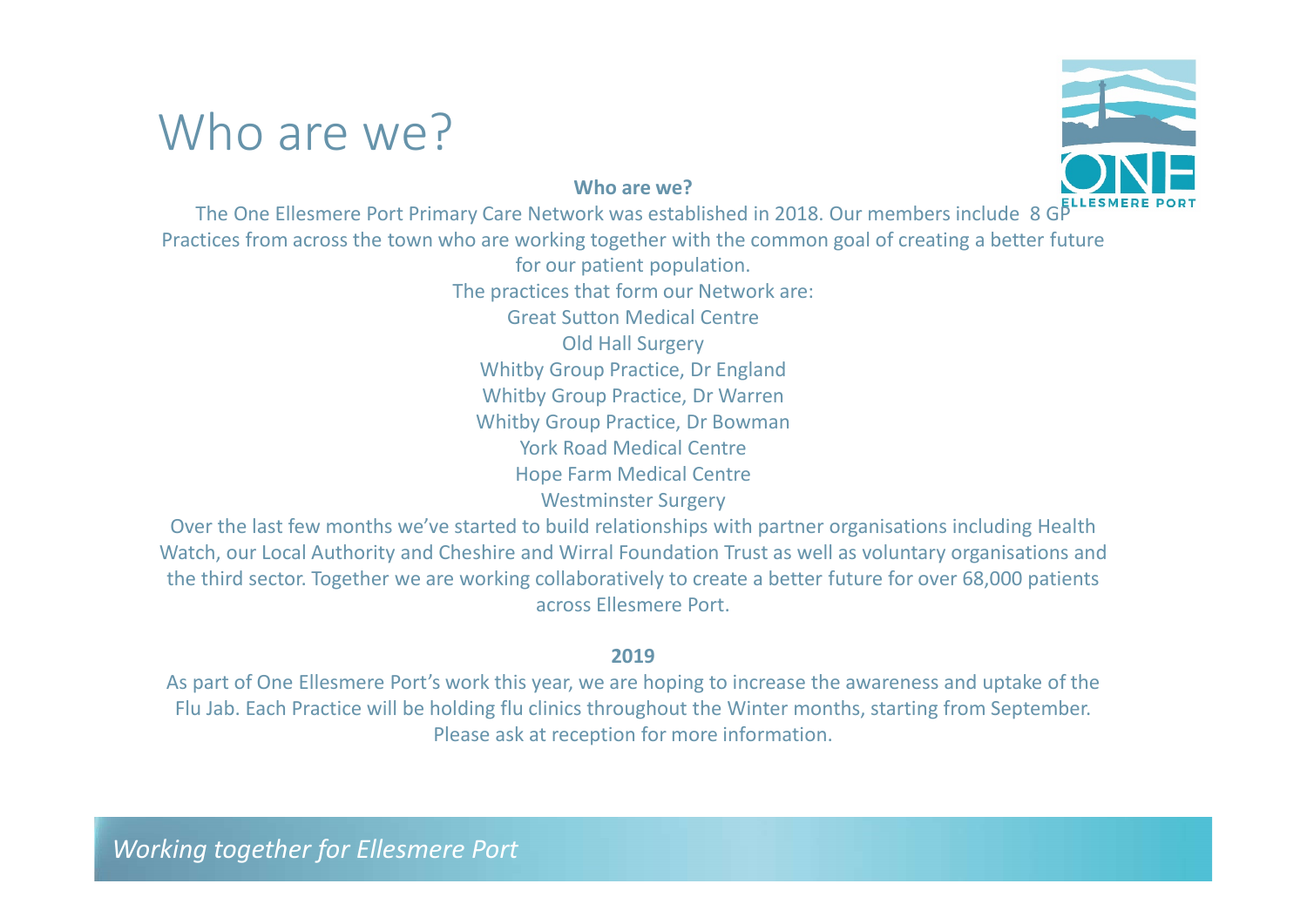# Who are we?

**Who are we?**

The One Ellesmere Port Primary Care Network was established in 2018. Our members include 8 GP Practices from across the town who are working together with the common goal of creating a better future for our patient population.

The practices that form our Network are:

Great Sutton Medical Centre
Old Hall Surgery
Whitby Group Practice, Dr England
Whitby Group Practice, Dr Warren
Whitby Group Practice, Dr Bowman
York Road Medical Centre
Hope Farm Medical Centre
Westminster Surgery

Over the last few months we've started to build relationships with partner organisations including Health Watch, our Local Authority and Cheshire and Wirral Foundation Trust as well as voluntary organisations and the third sector. Together we are working collaboratively to create a better future for over 68,000 patients across Ellesmere Port.

**2019**

As part of One Ellesmere Port's work this year, we are hoping to increase the awareness and uptake of the Flu Jab. Each Practice will be holding flu clinics throughout the Winter months, starting from September. Please ask at reception for more information.

*Working together for Ellesmere Port*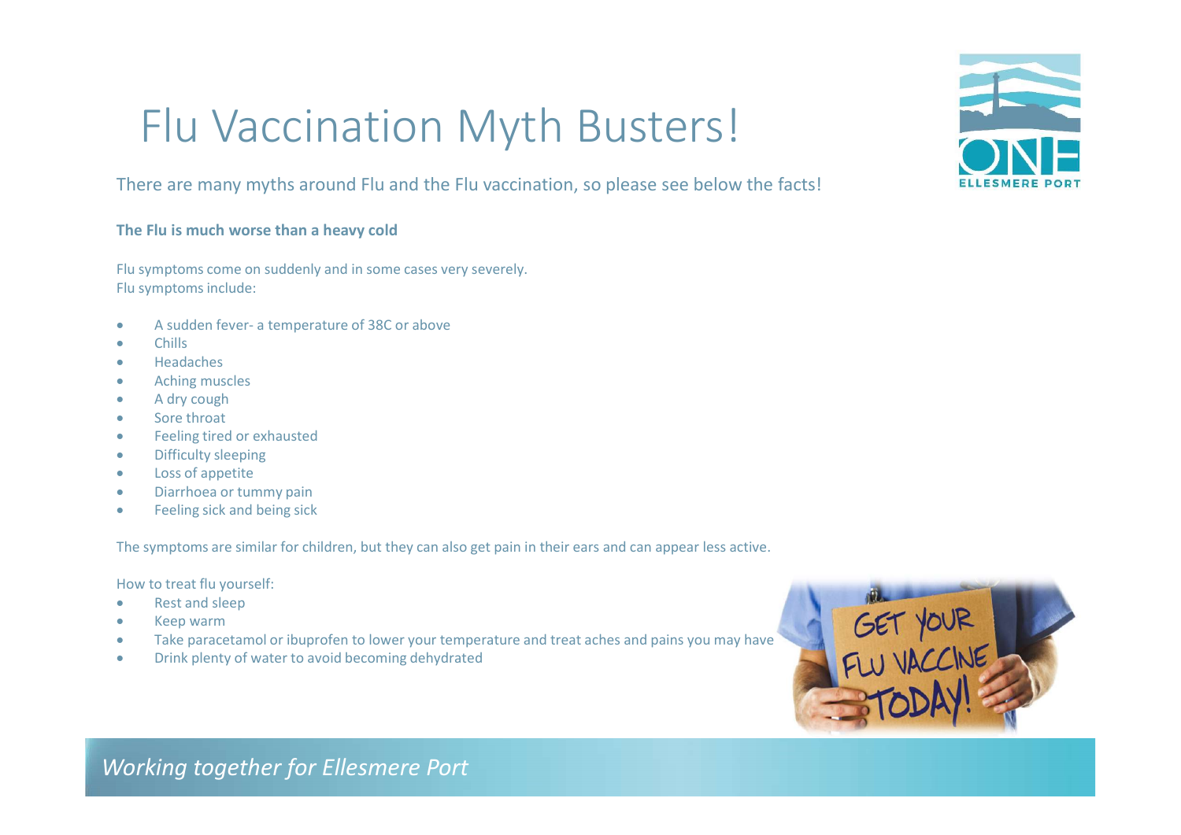# Flu Vaccination Myth Busters!

There are many myths around Flu and the Flu vaccination, so please see below the facts!

**The Flu is much worse than a heavy cold**

Flu symptoms come on suddenly and in some cases very severely.
Flu symptoms include:

- A sudden fever- a temperature of 38C or above
- Chills
- Headaches
- Aching muscles
- A dry cough
- Sore throat
- Feeling tired or exhausted
- Difficulty sleeping
- Loss of appetite
- Diarrhoea or tummy pain
- Feeling sick and being sick

The symptoms are similar for children, but they can also get pain in their ears and can appear less active.

How to treat flu yourself:

- Rest and sleep
- Keep warm
- Take paracetamol or ibuprofen to lower your temperature and treat aches and pains you may have
- Drink plenty of water to avoid becoming dehydrated

*Working together for Ellesmere Port*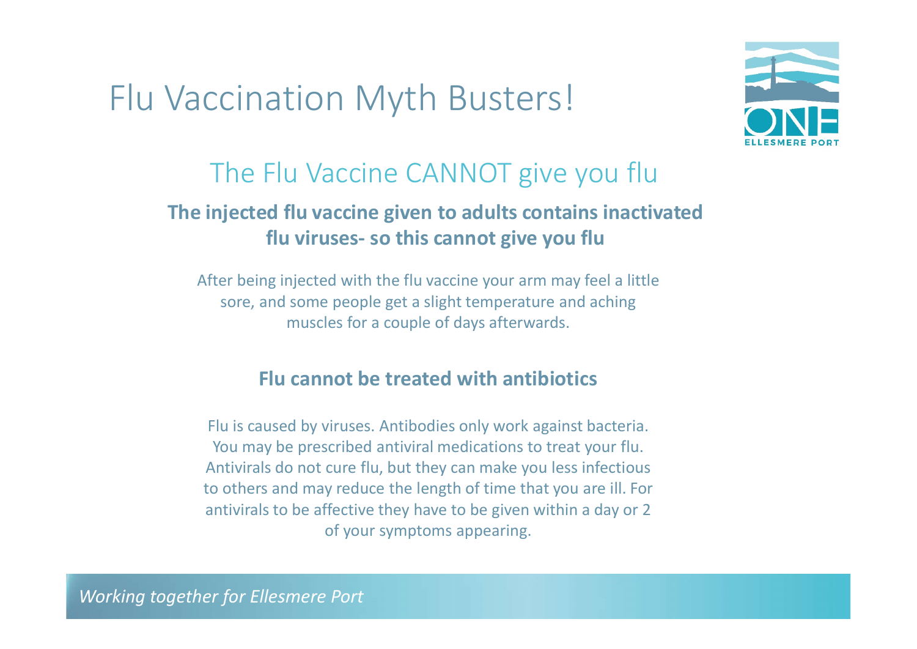# Flu Vaccination Myth Busters!

## The Flu Vaccine CANNOT give you flu

**The injected flu vaccine given to adults contains inactivated flu viruses- so this cannot give you flu**

After being injected with the flu vaccine your arm may feel a little sore, and some people get a slight temperature and aching muscles for a couple of days afterwards.

**Flu cannot be treated with antibiotics**

Flu is caused by viruses. Antibodies only work against bacteria. You may be prescribed antiviral medications to treat your flu. Antivirals do not cure flu, but they can make you less infectious to others and may reduce the length of time that you are ill. For antivirals to be affective they have to be given within a day or 2 of your symptoms appearing.

*Working together for Ellesmere Port*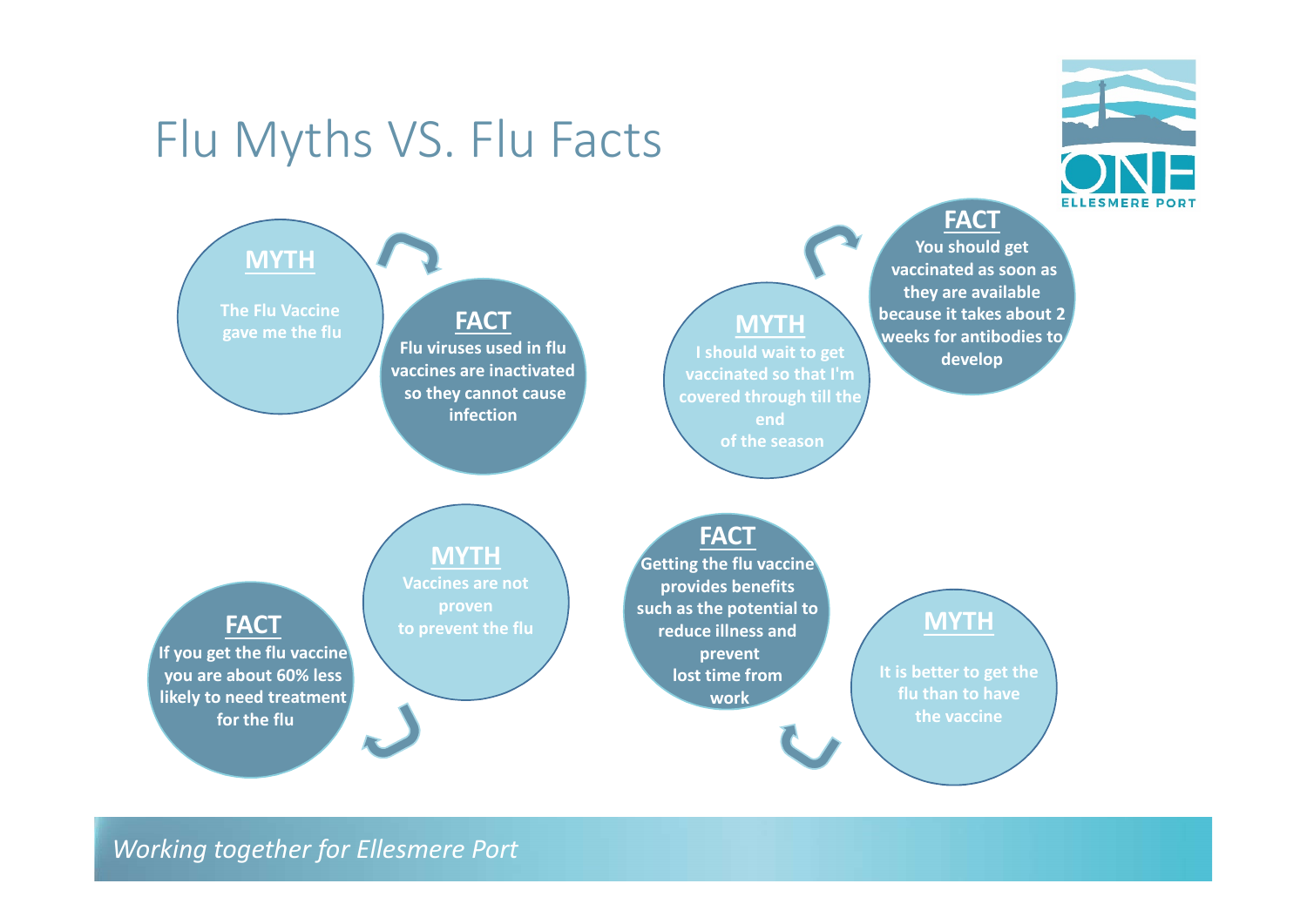# Flu Myths VS. Flu Facts

**MYTH**

The Flu Vaccine gave me the flu

**FACT**

Flu viruses used in flu vaccines are inactivated so they cannot cause infection

**MYTH**

I should wait to get vaccinated so that I'm covered through till the end of the season

**FACT**

You should get vaccinated as soon as they are available because it takes about 2 weeks for antibodies to develop

**MYTH**

Vaccines are not proven to prevent the flu

**FACT**

If you get the flu vaccine you are about 60% less likely to need treatment for the flu

**MYTH**

It is better to get the flu than to have the vaccine

**FACT**

Getting the flu vaccine provides benefits such as the potential to reduce illness and prevent lost time from work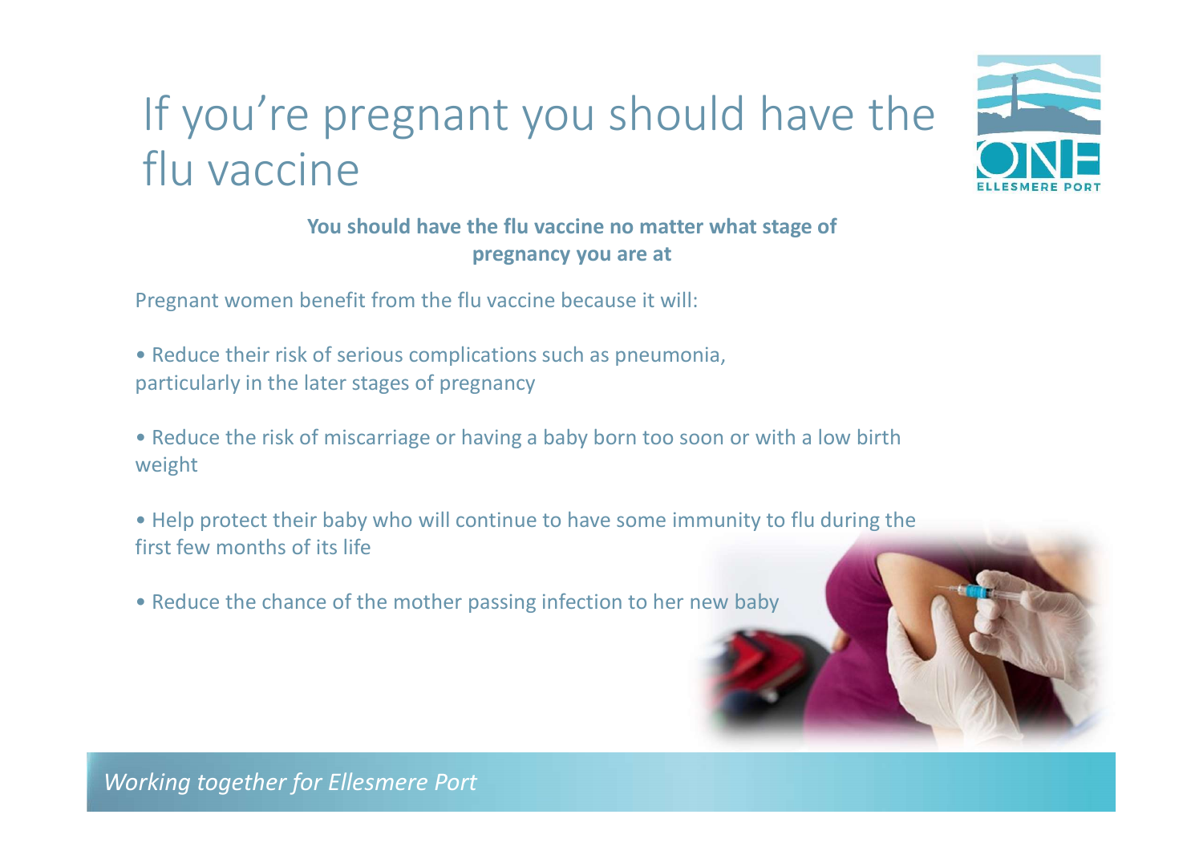# If you're pregnant you should have the flu vaccine

**You should have the flu vaccine no matter what stage of pregnancy you are at**

Pregnant women benefit from the flu vaccine because it will:

- Reduce their risk of serious complications such as pneumonia, particularly in the later stages of pregnancy
- Reduce the risk of miscarriage or having a baby born too soon or with a low birth weight
- Help protect their baby who will continue to have some immunity to flu during the first few months of its life
- Reduce the chance of the mother passing infection to her new baby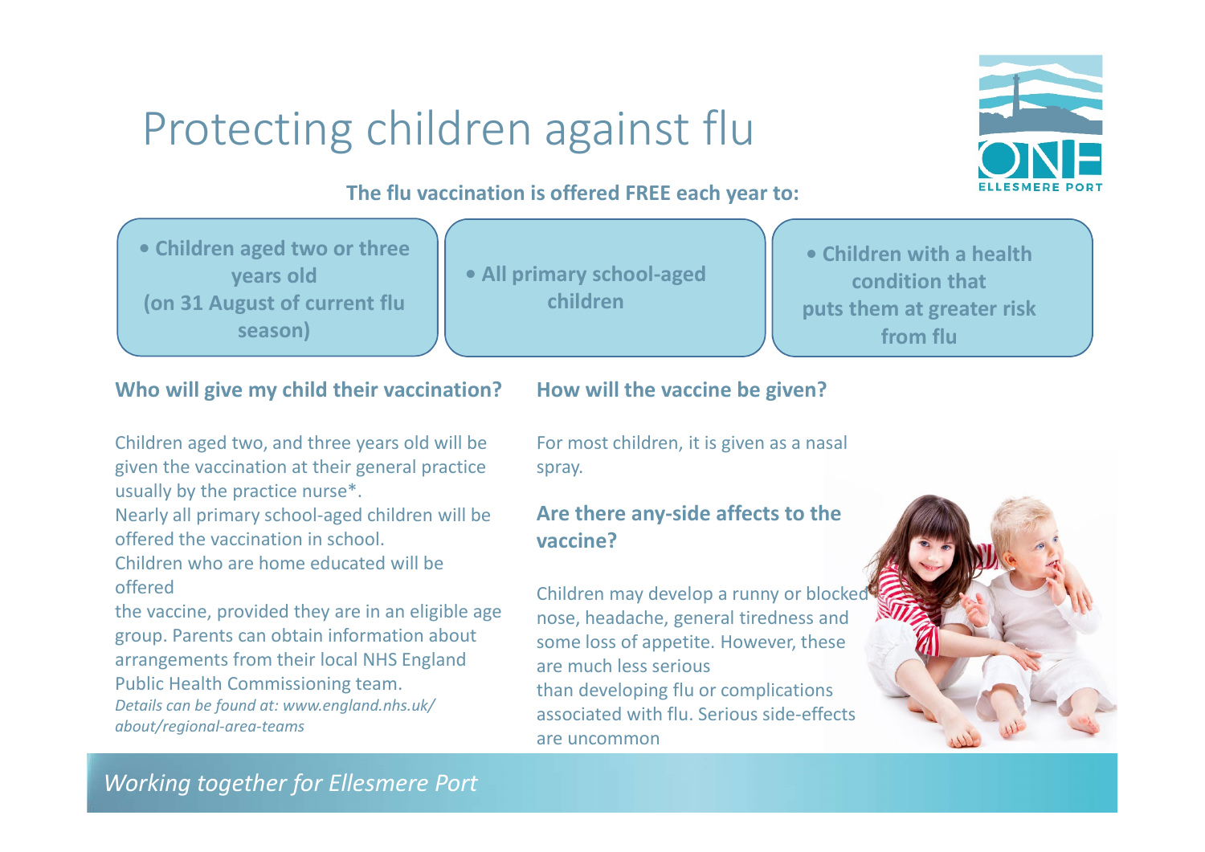# Protecting children against flu

**The flu vaccination is offered FREE each year to:**

- **Children aged two or three years old (on 31 August of current flu season)**
- **All primary school-aged children**
- **Children with a health condition that puts them at greater risk from flu**

### Who will give my child their vaccination?

Children aged two, and three years old will be given the vaccination at their general practice usually by the practice nurse*.

Nearly all primary school-aged children will be offered the vaccination in school.

Children who are home educated will be offered the vaccine, provided they are in an eligible age group. Parents can obtain information about arrangements from their local NHS England Public Health Commissioning team.

*Details can be found at: www.england.nhs.uk/about/regional-area-teams*

### How will the vaccine be given?

For most children, it is given as a nasal spray.

### Are there any-side affects to the vaccine?

Children may develop a runny or blocked nose, headache, general tiredness and some loss of appetite. However, these are much less serious than developing flu or complications associated with flu. Serious side-effects are uncommon

*Working together for Ellesmere Port*